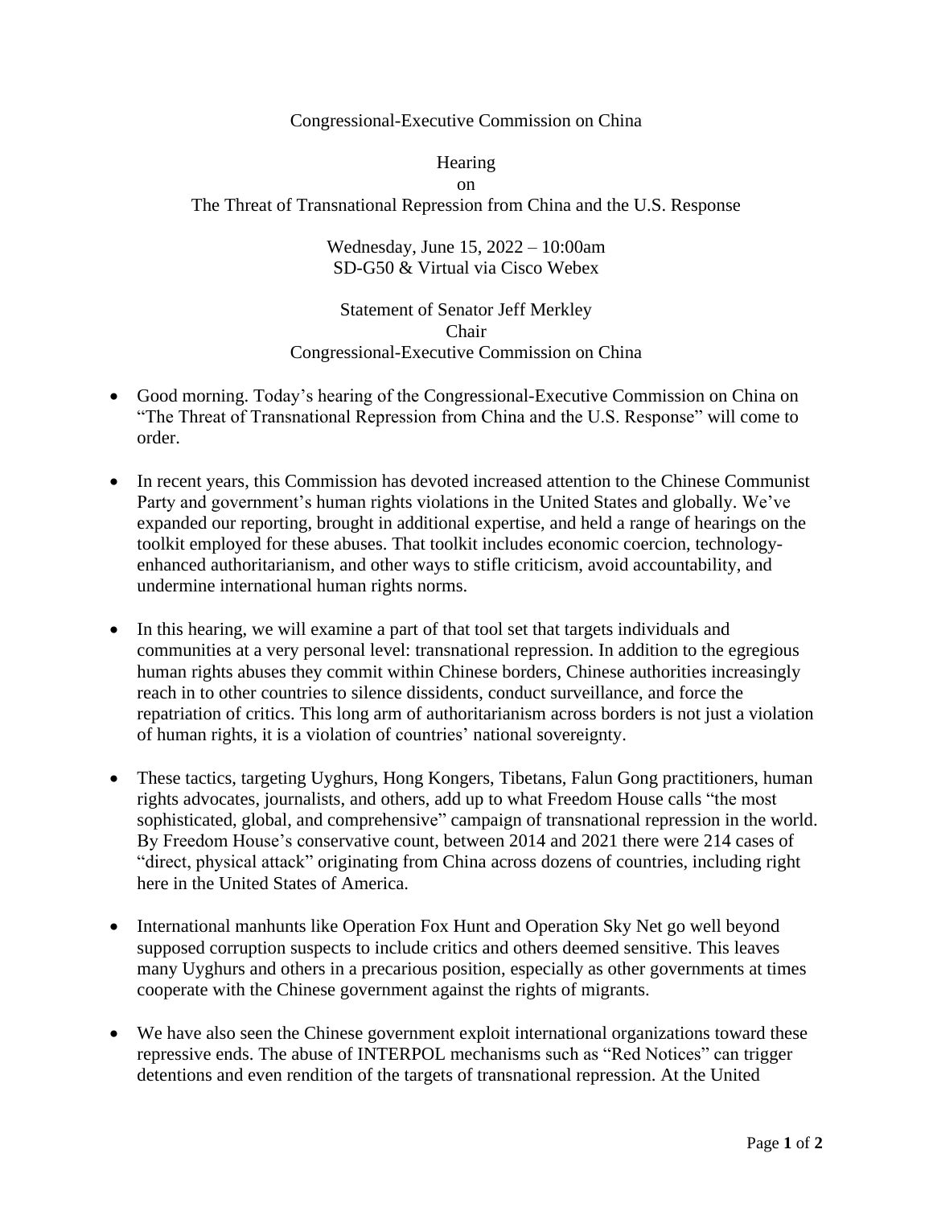Congressional-Executive Commission on China

Hearing
on
The Threat of Transnational Repression from China and the U.S. Response

Wednesday, June 15, 2022 – 10:00am
SD-G50 & Virtual via Cisco Webex

Statement of Senator Jeff Merkley
Chair
Congressional-Executive Commission on China

- Good morning. Today's hearing of the Congressional-Executive Commission on China on "The Threat of Transnational Repression from China and the U.S. Response" will come to order.

- In recent years, this Commission has devoted increased attention to the Chinese Communist Party and government's human rights violations in the United States and globally. We've expanded our reporting, brought in additional expertise, and held a range of hearings on the toolkit employed for these abuses. That toolkit includes economic coercion, technology-enhanced authoritarianism, and other ways to stifle criticism, avoid accountability, and undermine international human rights norms.

- In this hearing, we will examine a part of that tool set that targets individuals and communities at a very personal level: transnational repression. In addition to the egregious human rights abuses they commit within Chinese borders, Chinese authorities increasingly reach in to other countries to silence dissidents, conduct surveillance, and force the repatriation of critics. This long arm of authoritarianism across borders is not just a violation of human rights, it is a violation of countries' national sovereignty.

- These tactics, targeting Uyghurs, Hong Kongers, Tibetans, Falun Gong practitioners, human rights advocates, journalists, and others, add up to what Freedom House calls "the most sophisticated, global, and comprehensive" campaign of transnational repression in the world. By Freedom House's conservative count, between 2014 and 2021 there were 214 cases of "direct, physical attack" originating from China across dozens of countries, including right here in the United States of America.

- International manhunts like Operation Fox Hunt and Operation Sky Net go well beyond supposed corruption suspects to include critics and others deemed sensitive. This leaves many Uyghurs and others in a precarious position, especially as other governments at times cooperate with the Chinese government against the rights of migrants.

- We have also seen the Chinese government exploit international organizations toward these repressive ends. The abuse of INTERPOL mechanisms such as "Red Notices" can trigger detentions and even rendition of the targets of transnational repression. At the United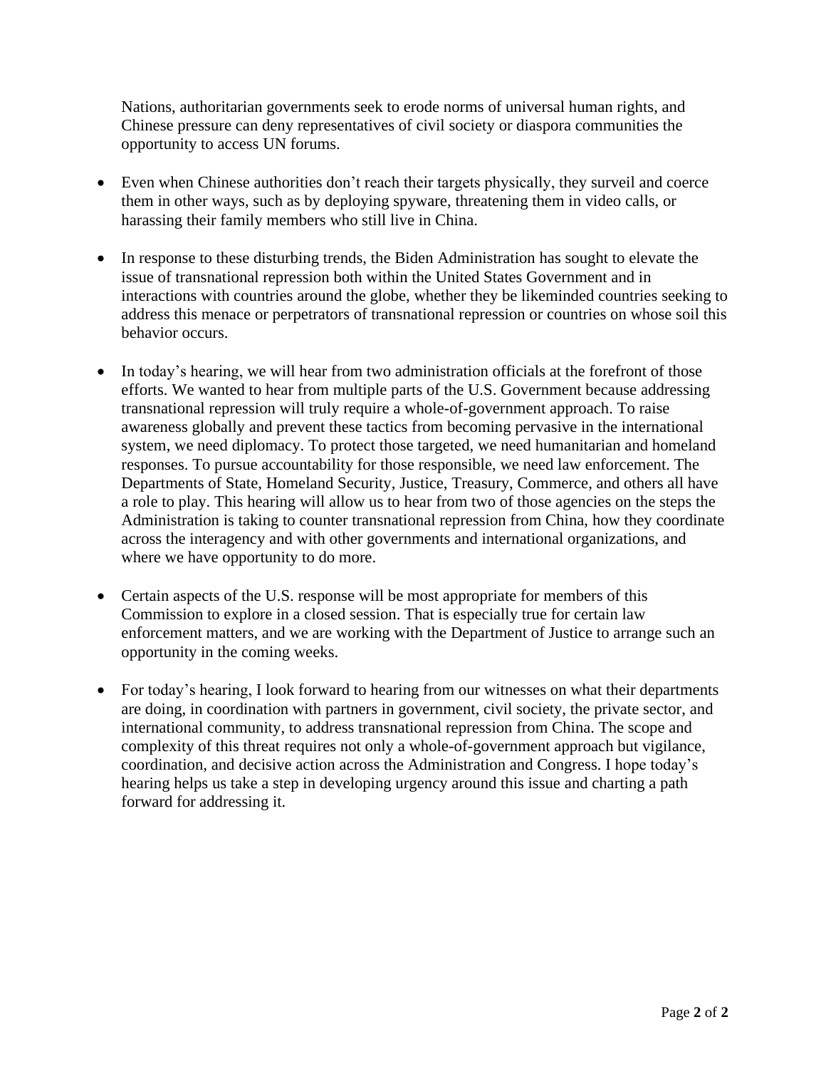Nations, authoritarian governments seek to erode norms of universal human rights, and Chinese pressure can deny representatives of civil society or diaspora communities the opportunity to access UN forums.

- Even when Chinese authorities don't reach their targets physically, they surveil and coerce them in other ways, such as by deploying spyware, threatening them in video calls, or harassing their family members who still live in China.

- In response to these disturbing trends, the Biden Administration has sought to elevate the issue of transnational repression both within the United States Government and in interactions with countries around the globe, whether they be likeminded countries seeking to address this menace or perpetrators of transnational repression or countries on whose soil this behavior occurs.

- In today's hearing, we will hear from two administration officials at the forefront of those efforts. We wanted to hear from multiple parts of the U.S. Government because addressing transnational repression will truly require a whole-of-government approach. To raise awareness globally and prevent these tactics from becoming pervasive in the international system, we need diplomacy. To protect those targeted, we need humanitarian and homeland responses. To pursue accountability for those responsible, we need law enforcement. The Departments of State, Homeland Security, Justice, Treasury, Commerce, and others all have a role to play. This hearing will allow us to hear from two of those agencies on the steps the Administration is taking to counter transnational repression from China, how they coordinate across the interagency and with other governments and international organizations, and where we have opportunity to do more.

- Certain aspects of the U.S. response will be most appropriate for members of this Commission to explore in a closed session. That is especially true for certain law enforcement matters, and we are working with the Department of Justice to arrange such an opportunity in the coming weeks.

- For today's hearing, I look forward to hearing from our witnesses on what their departments are doing, in coordination with partners in government, civil society, the private sector, and international community, to address transnational repression from China. The scope and complexity of this threat requires not only a whole-of-government approach but vigilance, coordination, and decisive action across the Administration and Congress. I hope today's hearing helps us take a step in developing urgency around this issue and charting a path forward for addressing it.